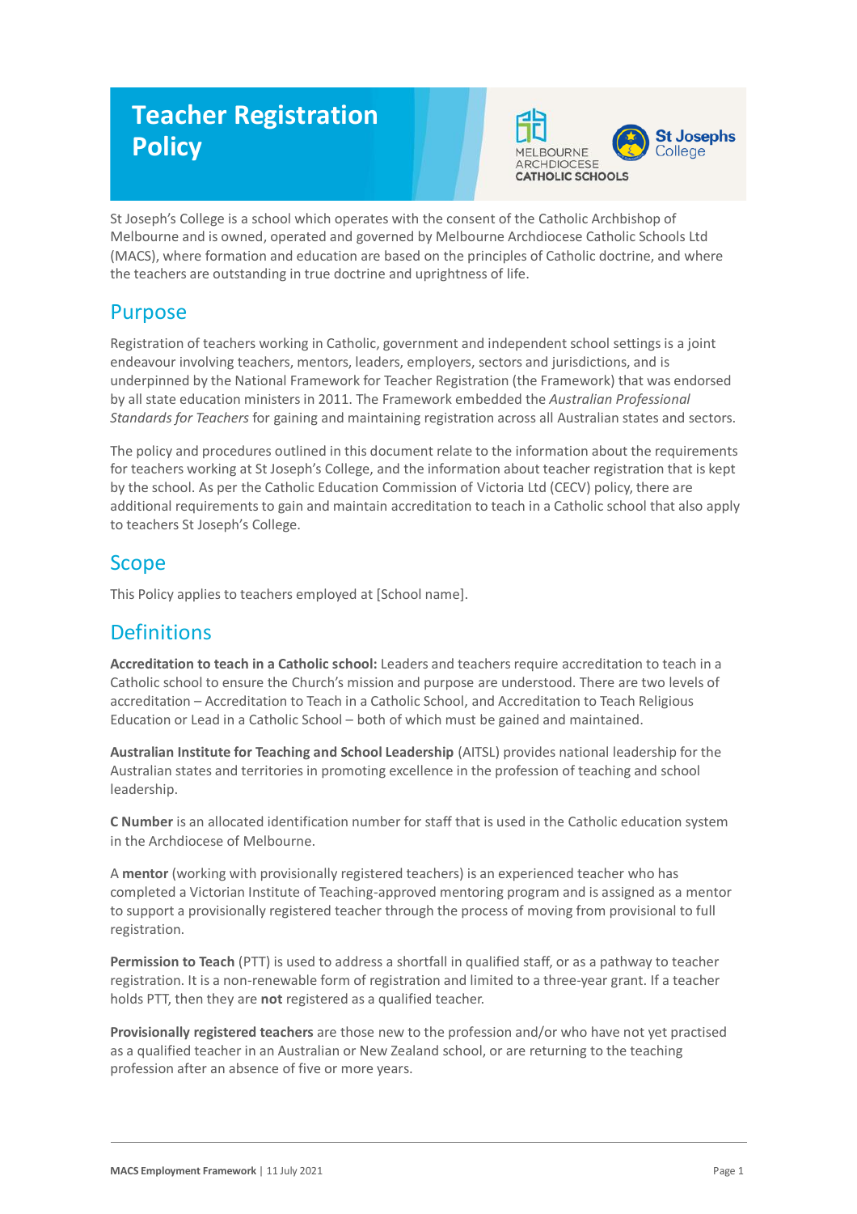# Teacher Registration Policy

St Joseph's College is a school which operates with the consent of the Catholic Archbishop of Melbourne and is owned, operated and governed by Melbourne Archdiocese Catholic Schools Ltd (MACS), where formation and education are based on the principles of Catholic doctrine, and where the teachers are outstanding in true doctrine and uprightness of life.

## Purpose

Registration of teachers working in Catholic, government and independent school settings is a joint endeavour involving teachers, mentors, leaders, employers, sectors and jurisdictions, and is underpinned by the National Framework for Teacher Registration (the Framework) that was endorsed by all state education ministers in 2011. The Framework embedded the *Australian Professional Standards for Teachers* for gaining and maintaining registration across all Australian states and sectors.

The policy and procedures outlined in this document relate to the information about the requirements for teachers working at St Joseph's College, and the information about teacher registration that is kept by the school. As per the Catholic Education Commission of Victoria Ltd (CECV) policy, there are additional requirements to gain and maintain accreditation to teach in a Catholic school that also apply to teachers St Joseph's College.

## Scope

This Policy applies to teachers employed at [School name].

## Definitions

**Accreditation to teach in a Catholic school:** Leaders and teachers require accreditation to teach in a Catholic school to ensure the Church's mission and purpose are understood. There are two levels of accreditation – Accreditation to Teach in a Catholic School, and Accreditation to Teach Religious Education or Lead in a Catholic School – both of which must be gained and maintained.

**Australian Institute for Teaching and School Leadership** (AITSL) provides national leadership for the Australian states and territories in promoting excellence in the profession of teaching and school leadership.

**C Number** is an allocated identification number for staff that is used in the Catholic education system in the Archdiocese of Melbourne.

A **mentor** (working with provisionally registered teachers) is an experienced teacher who has completed a Victorian Institute of Teaching-approved mentoring program and is assigned as a mentor to support a provisionally registered teacher through the process of moving from provisional to full registration.

**Permission to Teach** (PTT) is used to address a shortfall in qualified staff, or as a pathway to teacher registration. It is a non-renewable form of registration and limited to a three-year grant. If a teacher holds PTT, then they are **not** registered as a qualified teacher.

**Provisionally registered teachers** are those new to the profession and/or who have not yet practised as a qualified teacher in an Australian or New Zealand school, or are returning to the teaching profession after an absence of five or more years.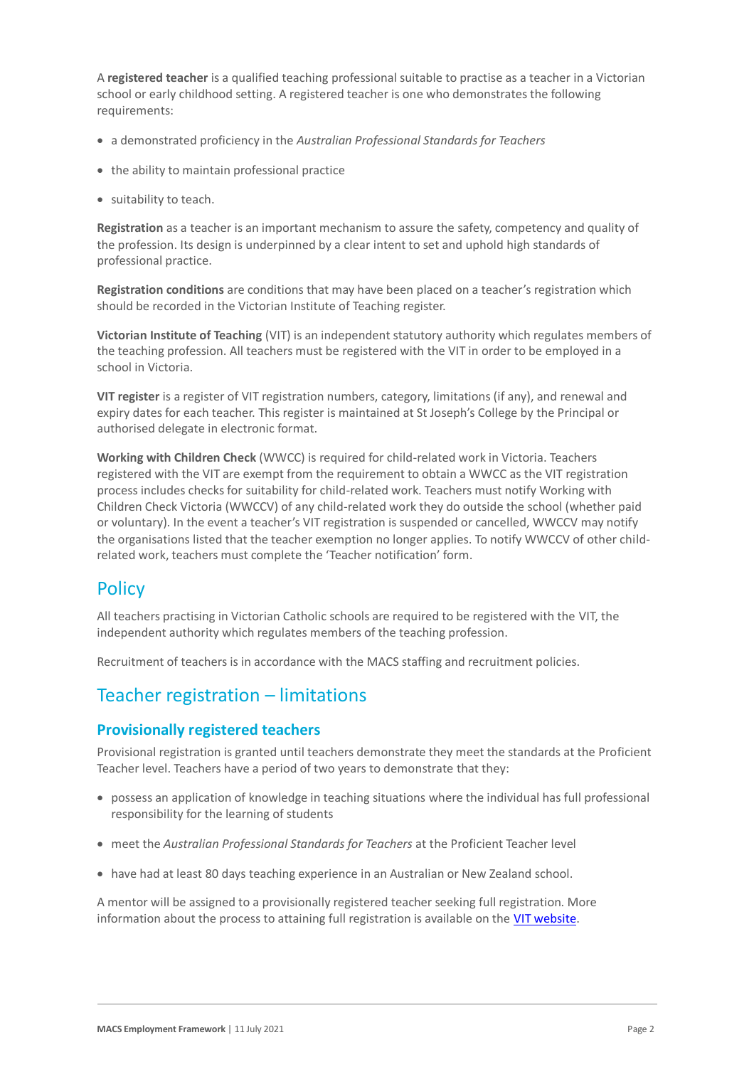A **registered teacher** is a qualified teaching professional suitable to practise as a teacher in a Victorian school or early childhood setting. A registered teacher is one who demonstrates the following requirements:

- a demonstrated proficiency in the *Australian Professional Standards for Teachers*
- the ability to maintain professional practice
- suitability to teach.

**Registration** as a teacher is an important mechanism to assure the safety, competency and quality of the profession. Its design is underpinned by a clear intent to set and uphold high standards of professional practice.

**Registration conditions** are conditions that may have been placed on a teacher's registration which should be recorded in the Victorian Institute of Teaching register.

**Victorian Institute of Teaching** (VIT) is an independent statutory authority which regulates members of the teaching profession. All teachers must be registered with the VIT in order to be employed in a school in Victoria.

**VIT register** is a register of VIT registration numbers, category, limitations (if any), and renewal and expiry dates for each teacher. This register is maintained at St Joseph's College by the Principal or authorised delegate in electronic format.

**Working with Children Check** (WWCC) is required for child-related work in Victoria. Teachers registered with the VIT are exempt from the requirement to obtain a WWCC as the VIT registration process includes checks for suitability for child-related work. Teachers must notify Working with Children Check Victoria (WWCCV) of any child-related work they do outside the school (whether paid or voluntary). In the event a teacher's VIT registration is suspended or cancelled, WWCCV may notify the organisations listed that the teacher exemption no longer applies. To notify WWCCV of other child-related work, teachers must complete the 'Teacher notification' form.

## Policy

All teachers practising in Victorian Catholic schools are required to be registered with the VIT, the independent authority which regulates members of the teaching profession.

Recruitment of teachers is in accordance with the MACS staffing and recruitment policies.

## Teacher registration – limitations

### Provisionally registered teachers

Provisional registration is granted until teachers demonstrate they meet the standards at the Proficient Teacher level. Teachers have a period of two years to demonstrate that they:

- possess an application of knowledge in teaching situations where the individual has full professional responsibility for the learning of students
- meet the *Australian Professional Standards for Teachers* at the Proficient Teacher level
- have had at least 80 days teaching experience in an Australian or New Zealand school.

A mentor will be assigned to a provisionally registered teacher seeking full registration. More information about the process to attaining full registration is available on the VIT website.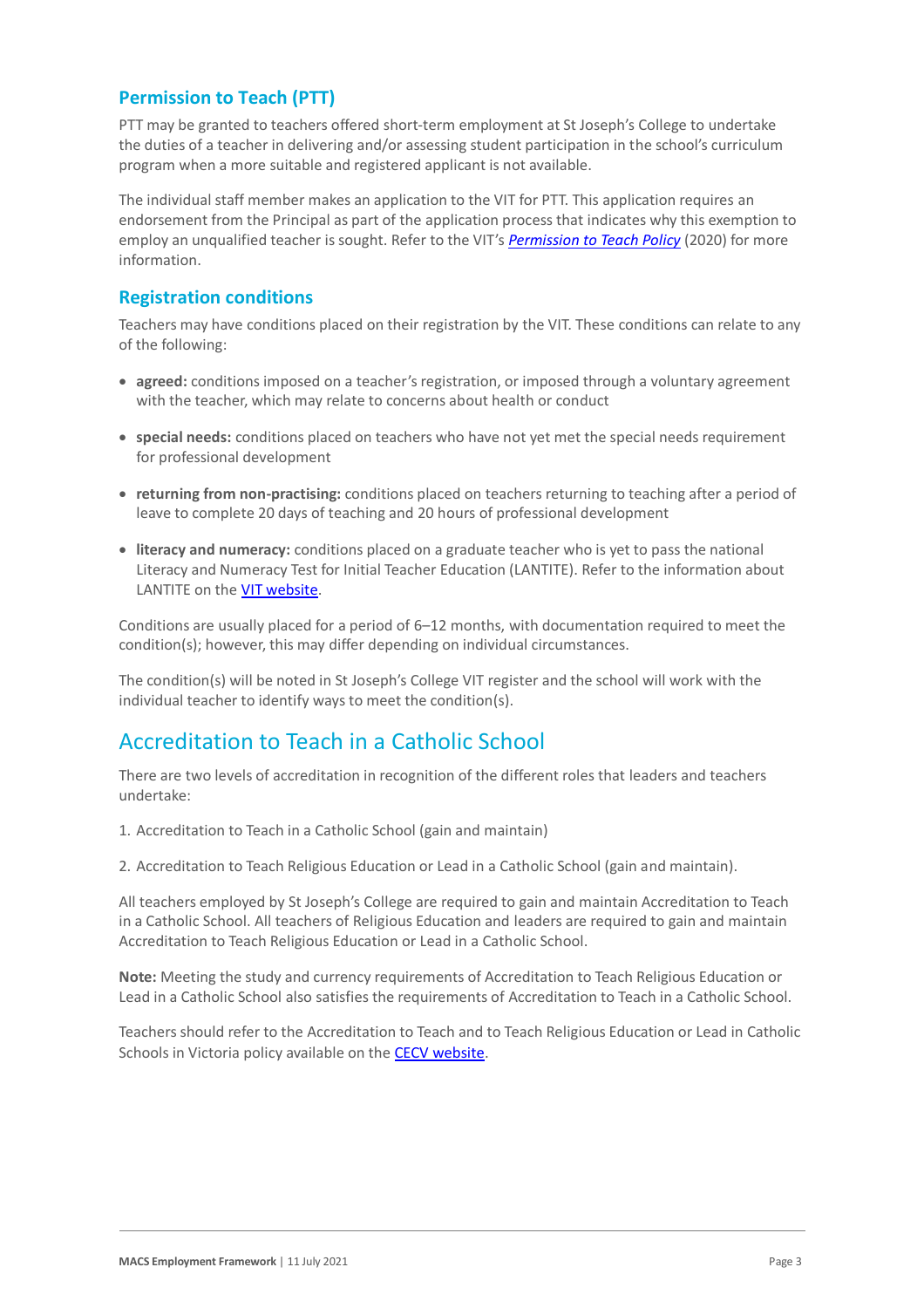### Permission to Teach (PTT)

PTT may be granted to teachers offered short-term employment at St Joseph's College to undertake the duties of a teacher in delivering and/or assessing student participation in the school's curriculum program when a more suitable and registered applicant is not available.

The individual staff member makes an application to the VIT for PTT. This application requires an endorsement from the Principal as part of the application process that indicates why this exemption to employ an unqualified teacher is sought. Refer to the VIT's *Permission to Teach Policy* (2020) for more information.

### Registration conditions

Teachers may have conditions placed on their registration by the VIT. These conditions can relate to any of the following:

- **agreed:** conditions imposed on a teacher's registration, or imposed through a voluntary agreement with the teacher, which may relate to concerns about health or conduct
- **special needs:** conditions placed on teachers who have not yet met the special needs requirement for professional development
- **returning from non-practising:** conditions placed on teachers returning to teaching after a period of leave to complete 20 days of teaching and 20 hours of professional development
- **literacy and numeracy:** conditions placed on a graduate teacher who is yet to pass the national Literacy and Numeracy Test for Initial Teacher Education (LANTITE). Refer to the information about LANTITE on the VIT website.

Conditions are usually placed for a period of 6–12 months, with documentation required to meet the condition(s); however, this may differ depending on individual circumstances.

The condition(s) will be noted in St Joseph's College VIT register and the school will work with the individual teacher to identify ways to meet the condition(s).

## Accreditation to Teach in a Catholic School

There are two levels of accreditation in recognition of the different roles that leaders and teachers undertake:

1. Accreditation to Teach in a Catholic School (gain and maintain)
2. Accreditation to Teach Religious Education or Lead in a Catholic School (gain and maintain).

All teachers employed by St Joseph's College are required to gain and maintain Accreditation to Teach in a Catholic School. All teachers of Religious Education and leaders are required to gain and maintain Accreditation to Teach Religious Education or Lead in a Catholic School.

**Note:** Meeting the study and currency requirements of Accreditation to Teach Religious Education or Lead in a Catholic School also satisfies the requirements of Accreditation to Teach in a Catholic School.

Teachers should refer to the Accreditation to Teach and to Teach Religious Education or Lead in Catholic Schools in Victoria policy available on the CECV website.